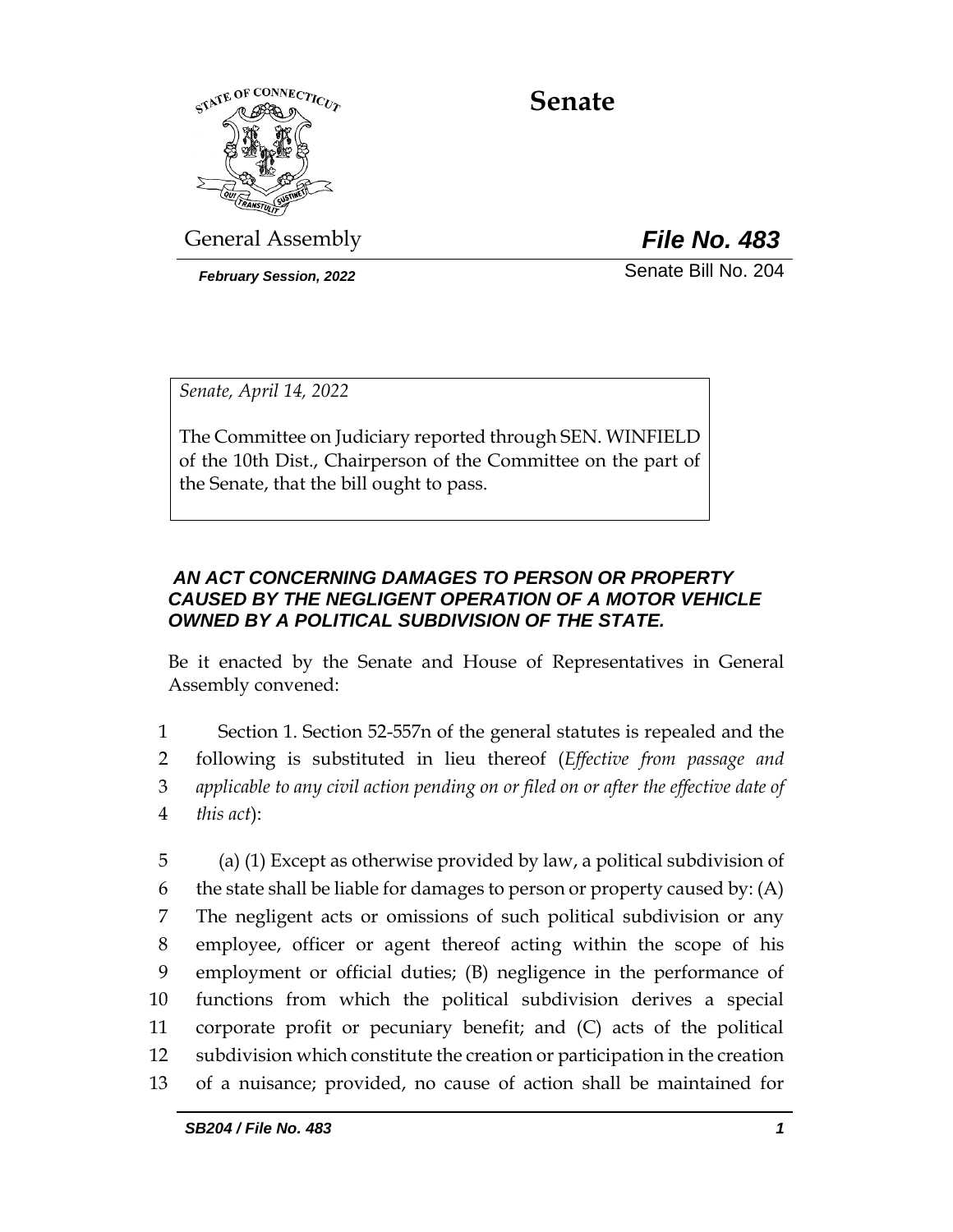# Senate

General Assembly

***File No. 483***

***February Session, 2022***

Senate Bill No. 204

*Senate, April 14, 2022*

The Committee on Judiciary reported through SEN. WINFIELD of the 10th Dist., Chairperson of the Committee on the part of the Senate, that the bill ought to pass.

***AN ACT CONCERNING DAMAGES TO PERSON OR PROPERTY CAUSED BY THE NEGLIGENT OPERATION OF A MOTOR VEHICLE OWNED BY A POLITICAL SUBDIVISION OF THE STATE.***

Be it enacted by the Senate and House of Representatives in General Assembly convened:

1 Section 1. Section 52-557n of the general statutes is repealed and the
2 following is substituted in lieu thereof (*Effective from passage and*
3 *applicable to any civil action pending on or filed on or after the effective date of*
4 *this act*):

5 (a) (1) Except as otherwise provided by law, a political subdivision of
6 the state shall be liable for damages to person or property caused by: (A)
7 The negligent acts or omissions of such political subdivision or any
8 employee, officer or agent thereof acting within the scope of his
9 employment or official duties; (B) negligence in the performance of
10 functions from which the political subdivision derives a special
11 corporate profit or pecuniary benefit; and (C) acts of the political
12 subdivision which constitute the creation or participation in the creation
13 of a nuisance; provided, no cause of action shall be maintained for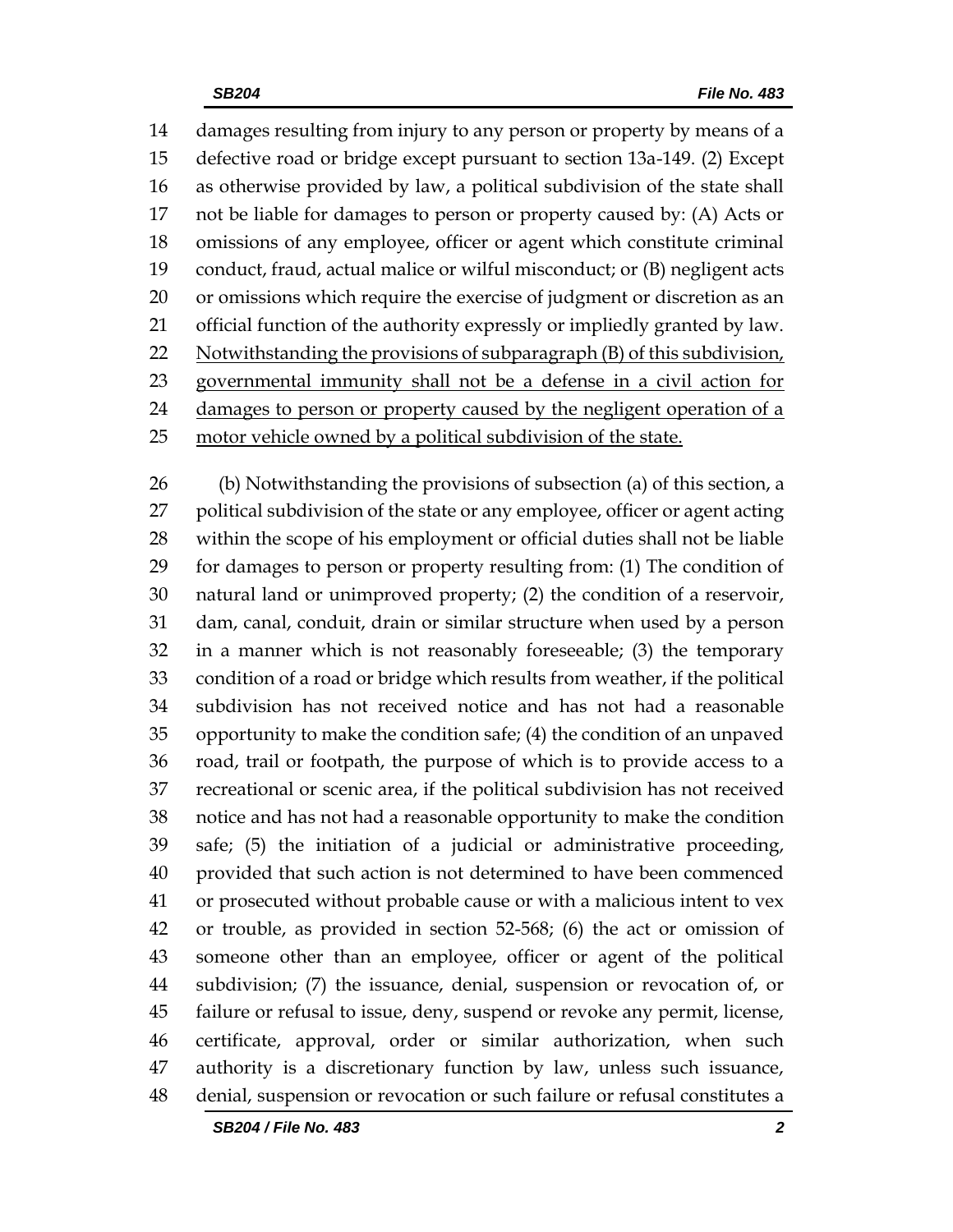damages resulting from injury to any person or property by means of a defective road or bridge except pursuant to section 13a-149. (2) Except as otherwise provided by law, a political subdivision of the state shall not be liable for damages to person or property caused by: (A) Acts or omissions of any employee, officer or agent which constitute criminal conduct, fraud, actual malice or wilful misconduct; or (B) negligent acts or omissions which require the exercise of judgment or discretion as an official function of the authority expressly or impliedly granted by law. <u>Notwithstanding the provisions of subparagraph (B) of this subdivision, governmental immunity shall not be a defense in a civil action for damages to person or property caused by the negligent operation of a motor vehicle owned by a political subdivision of the state.</u>

(b) Notwithstanding the provisions of subsection (a) of this section, a political subdivision of the state or any employee, officer or agent acting within the scope of his employment or official duties shall not be liable for damages to person or property resulting from: (1) The condition of natural land or unimproved property; (2) the condition of a reservoir, dam, canal, conduit, drain or similar structure when used by a person in a manner which is not reasonably foreseeable; (3) the temporary condition of a road or bridge which results from weather, if the political subdivision has not received notice and has not had a reasonable opportunity to make the condition safe; (4) the condition of an unpaved road, trail or footpath, the purpose of which is to provide access to a recreational or scenic area, if the political subdivision has not received notice and has not had a reasonable opportunity to make the condition safe; (5) the initiation of a judicial or administrative proceeding, provided that such action is not determined to have been commenced or prosecuted without probable cause or with a malicious intent to vex or trouble, as provided in section 52-568; (6) the act or omission of someone other than an employee, officer or agent of the political subdivision; (7) the issuance, denial, suspension or revocation of, or failure or refusal to issue, deny, suspend or revoke any permit, license, certificate, approval, order or similar authorization, when such authority is a discretionary function by law, unless such issuance, denial, suspension or revocation or such failure or refusal constitutes a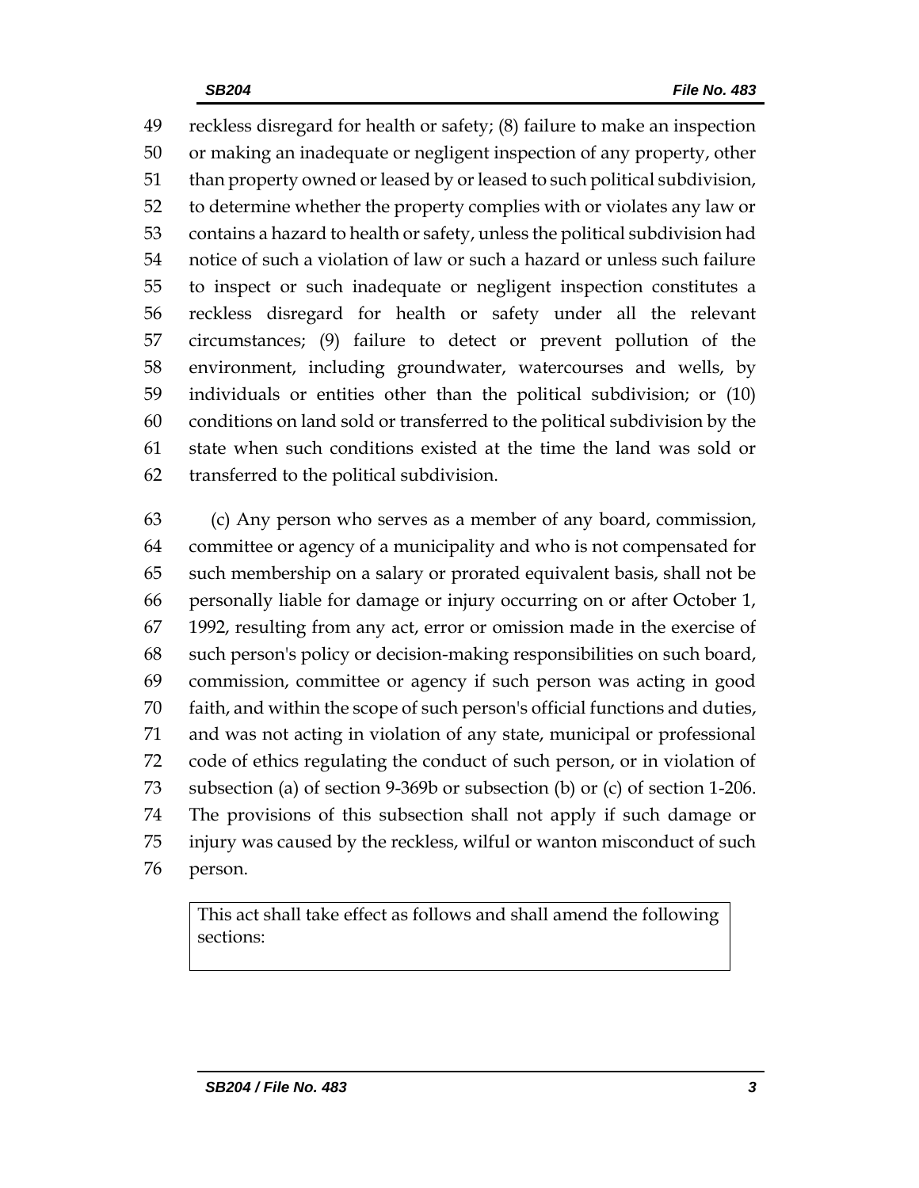reckless disregard for health or safety; (8) failure to make an inspection or making an inadequate or negligent inspection of any property, other than property owned or leased by or leased to such political subdivision, to determine whether the property complies with or violates any law or contains a hazard to health or safety, unless the political subdivision had notice of such a violation of law or such a hazard or unless such failure to inspect or such inadequate or negligent inspection constitutes a reckless disregard for health or safety under all the relevant circumstances; (9) failure to detect or prevent pollution of the environment, including groundwater, watercourses and wells, by individuals or entities other than the political subdivision; or (10) conditions on land sold or transferred to the political subdivision by the state when such conditions existed at the time the land was sold or transferred to the political subdivision.

(c) Any person who serves as a member of any board, commission, committee or agency of a municipality and who is not compensated for such membership on a salary or prorated equivalent basis, shall not be personally liable for damage or injury occurring on or after October 1, 1992, resulting from any act, error or omission made in the exercise of such person's policy or decision-making responsibilities on such board, commission, committee or agency if such person was acting in good faith, and within the scope of such person's official functions and duties, and was not acting in violation of any state, municipal or professional code of ethics regulating the conduct of such person, or in violation of subsection (a) of section 9-369b or subsection (b) or (c) of section 1-206. The provisions of this subsection shall not apply if such damage or injury was caused by the reckless, wilful or wanton misconduct of such person.

| This act shall take effect as follows and shall amend the following sections: |
| --- |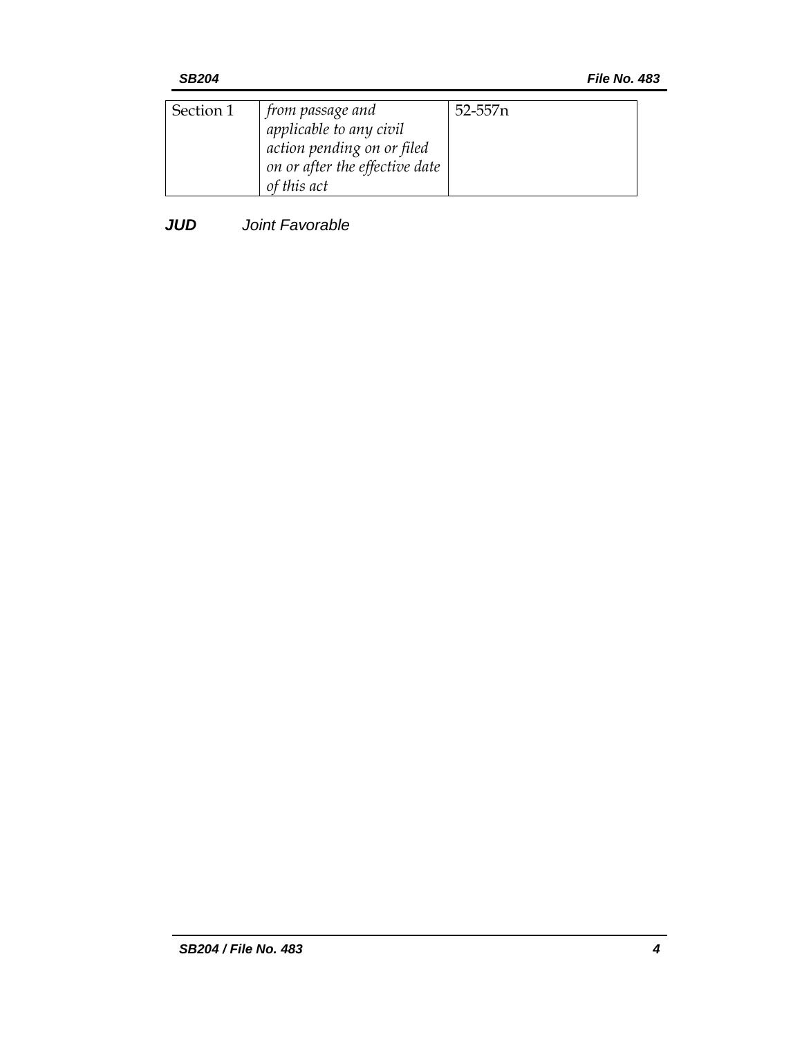| Section 1 | *from passage and applicable to any civil action pending on or filed on or after the effective date of this act* | 52-557n |
|---|---|---|

***JUD*** *Joint Favorable*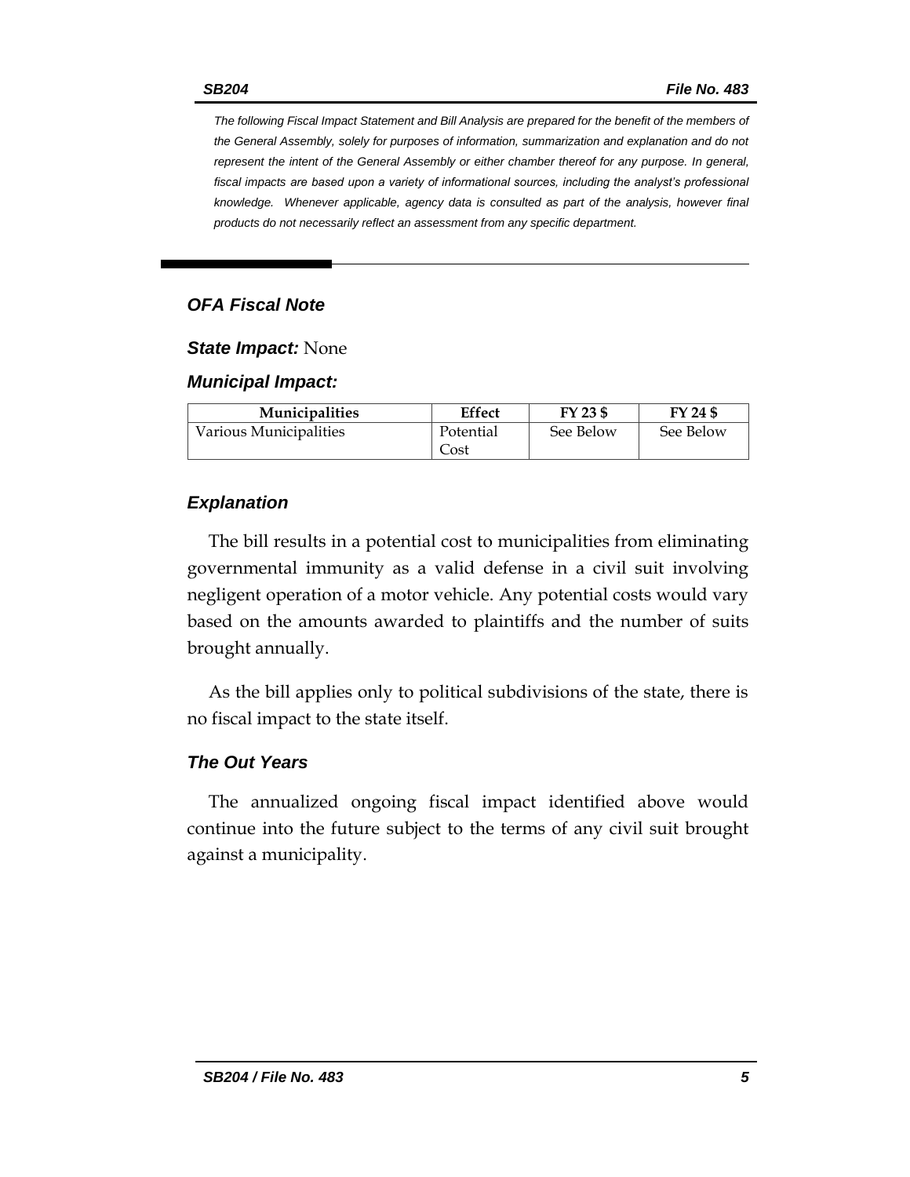*The following Fiscal Impact Statement and Bill Analysis are prepared for the benefit of the members of the General Assembly, solely for purposes of information, summarization and explanation and do not represent the intent of the General Assembly or either chamber thereof for any purpose. In general, fiscal impacts are based upon a variety of informational sources, including the analyst's professional knowledge. Whenever applicable, agency data is consulted as part of the analysis, however final products do not necessarily reflect an assessment from any specific department.*

## *OFA Fiscal Note*

***State Impact:*** None

***Municipal Impact:***

| Municipalities | Effect | FY 23 $ | FY 24 $ |
|---|---|---|---|
| Various Municipalities | Potential Cost | See Below | See Below |

### *Explanation*

The bill results in a potential cost to municipalities from eliminating governmental immunity as a valid defense in a civil suit involving negligent operation of a motor vehicle. Any potential costs would vary based on the amounts awarded to plaintiffs and the number of suits brought annually.

As the bill applies only to political subdivisions of the state, there is no fiscal impact to the state itself.

### *The Out Years*

The annualized ongoing fiscal impact identified above would continue into the future subject to the terms of any civil suit brought against a municipality.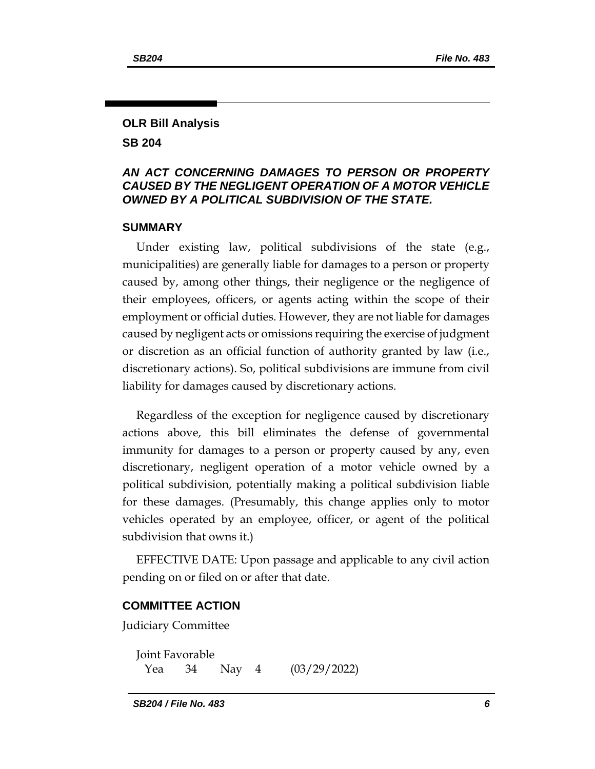## OLR Bill Analysis

## SB 204

### *AN ACT CONCERNING DAMAGES TO PERSON OR PROPERTY CAUSED BY THE NEGLIGENT OPERATION OF A MOTOR VEHICLE OWNED BY A POLITICAL SUBDIVISION OF THE STATE.*

### SUMMARY

Under existing law, political subdivisions of the state (e.g., municipalities) are generally liable for damages to a person or property caused by, among other things, their negligence or the negligence of their employees, officers, or agents acting within the scope of their employment or official duties. However, they are not liable for damages caused by negligent acts or omissions requiring the exercise of judgment or discretion as an official function of authority granted by law (i.e., discretionary actions). So, political subdivisions are immune from civil liability for damages caused by discretionary actions.

Regardless of the exception for negligence caused by discretionary actions above, this bill eliminates the defense of governmental immunity for damages to a person or property caused by any, even discretionary, negligent operation of a motor vehicle owned by a political subdivision, potentially making a political subdivision liable for these damages. (Presumably, this change applies only to motor vehicles operated by an employee, officer, or agent of the political subdivision that owns it.)

EFFECTIVE DATE: Upon passage and applicable to any civil action pending on or filed on or after that date.

### COMMITTEE ACTION

Judiciary Committee

| | | | | |
|---|---|---|---|---|
| Joint Favorable | | | | |
| Yea | 34 | Nay | 4 | (03/29/2022) |